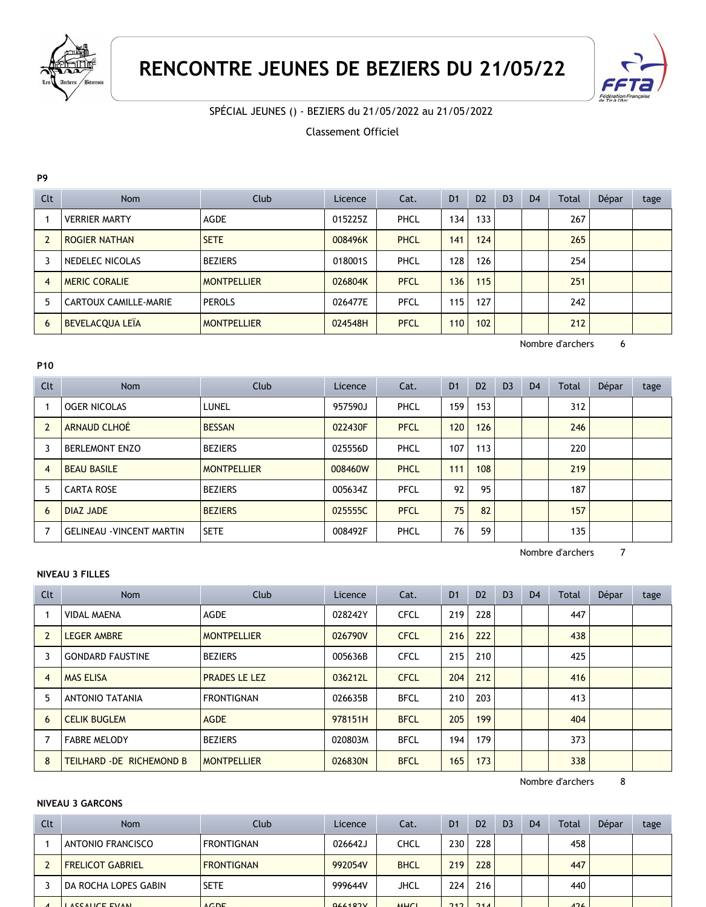# RENCONTRE JEUNES DE BEZIERS DU 21/05/22

SPÉCIAL JEUNES () - BEZIERS du 21/05/2022 au 21/05/2022

Classement Officiel

**P9**

| Clt | Nom | Club | Licence | Cat. | D1 | D2 | D3 | D4 | Total | Dépar | tage |
|---|---|---|---|---|---|---|---|---|---|---|---|
| 1 | VERRIER MARTY | AGDE | 015225Z | PHCL | 134 | 133 | | | 267 | | |
| 2 | ROGIER NATHAN | SETE | 008496K | PHCL | 141 | 124 | | | 265 | | |
| 3 | NEDELEC NICOLAS | BEZIERS | 018001S | PHCL | 128 | 126 | | | 254 | | |
| 4 | MERIC CORALIE | MONTPELLIER | 026804K | PFCL | 136 | 115 | | | 251 | | |
| 5 | CARTOUX CAMILLE-MARIE | PEROLS | 026477E | PFCL | 115 | 127 | | | 242 | | |
| 6 | BEVELACQUA LEÏA | MONTPELLIER | 024548H | PFCL | 110 | 102 | | | 212 | | |

Nombre d'archers 6

**P10**

| Clt | Nom | Club | Licence | Cat. | D1 | D2 | D3 | D4 | Total | Dépar | tage |
|---|---|---|---|---|---|---|---|---|---|---|---|
| 1 | OGER NICOLAS | LUNEL | 957590J | PHCL | 159 | 153 | | | 312 | | |
| 2 | ARNAUD CLHOÉ | BESSAN | 022430F | PFCL | 120 | 126 | | | 246 | | |
| 3 | BERLEMONT ENZO | BEZIERS | 025556D | PHCL | 107 | 113 | | | 220 | | |
| 4 | BEAU BASILE | MONTPELLIER | 008460W | PHCL | 111 | 108 | | | 219 | | |
| 5 | CARTA ROSE | BEZIERS | 005634Z | PFCL | 92 | 95 | | | 187 | | |
| 6 | DIAZ JADE | BEZIERS | 025555C | PFCL | 75 | 82 | | | 157 | | |
| 7 | GELINEAU -VINCENT MARTIN | SETE | 008492F | PHCL | 76 | 59 | | | 135 | | |

Nombre d'archers 7

**NIVEAU 3 FILLES**

| Clt | Nom | Club | Licence | Cat. | D1 | D2 | D3 | D4 | Total | Dépar | tage |
|---|---|---|---|---|---|---|---|---|---|---|---|
| 1 | VIDAL MAENA | AGDE | 028242Y | CFCL | 219 | 228 | | | 447 | | |
| 2 | LEGER AMBRE | MONTPELLIER | 026790V | CFCL | 216 | 222 | | | 438 | | |
| 3 | GONDARD FAUSTINE | BEZIERS | 005636B | CFCL | 215 | 210 | | | 425 | | |
| 4 | MAS ELISA | PRADES LE LEZ | 036212L | CFCL | 204 | 212 | | | 416 | | |
| 5 | ANTONIO TATANIA | FRONTIGNAN | 026635B | BFCL | 210 | 203 | | | 413 | | |
| 6 | CELIK BUGLEM | AGDE | 978151H | BFCL | 205 | 199 | | | 404 | | |
| 7 | FABRE MELODY | BEZIERS | 020803M | BFCL | 194 | 179 | | | 373 | | |
| 8 | TEILHARD -DE RICHEMOND B | MONTPELLIER | 026830N | BFCL | 165 | 173 | | | 338 | | |

Nombre d'archers 8

**NIVEAU 3 GARCONS**

| Clt | Nom | Club | Licence | Cat. | D1 | D2 | D3 | D4 | Total | Dépar | tage |
|---|---|---|---|---|---|---|---|---|---|---|---|
| 1 | ANTONIO FRANCISCO | FRONTIGNAN | 026642J | CHCL | 230 | 228 | | | 458 | | |
| 2 | FRELICOT GABRIEL | FRONTIGNAN | 992054V | BHCL | 219 | 228 | | | 447 | | |
| 3 | DA ROCHA LOPES GABIN | SETE | 999644V | JHCL | 224 | 216 | | | 440 | | |
| 4 | LASSALICE EVAN | AGDE | 966182Y | MHCL | 212 | 214 | | | 426 | | |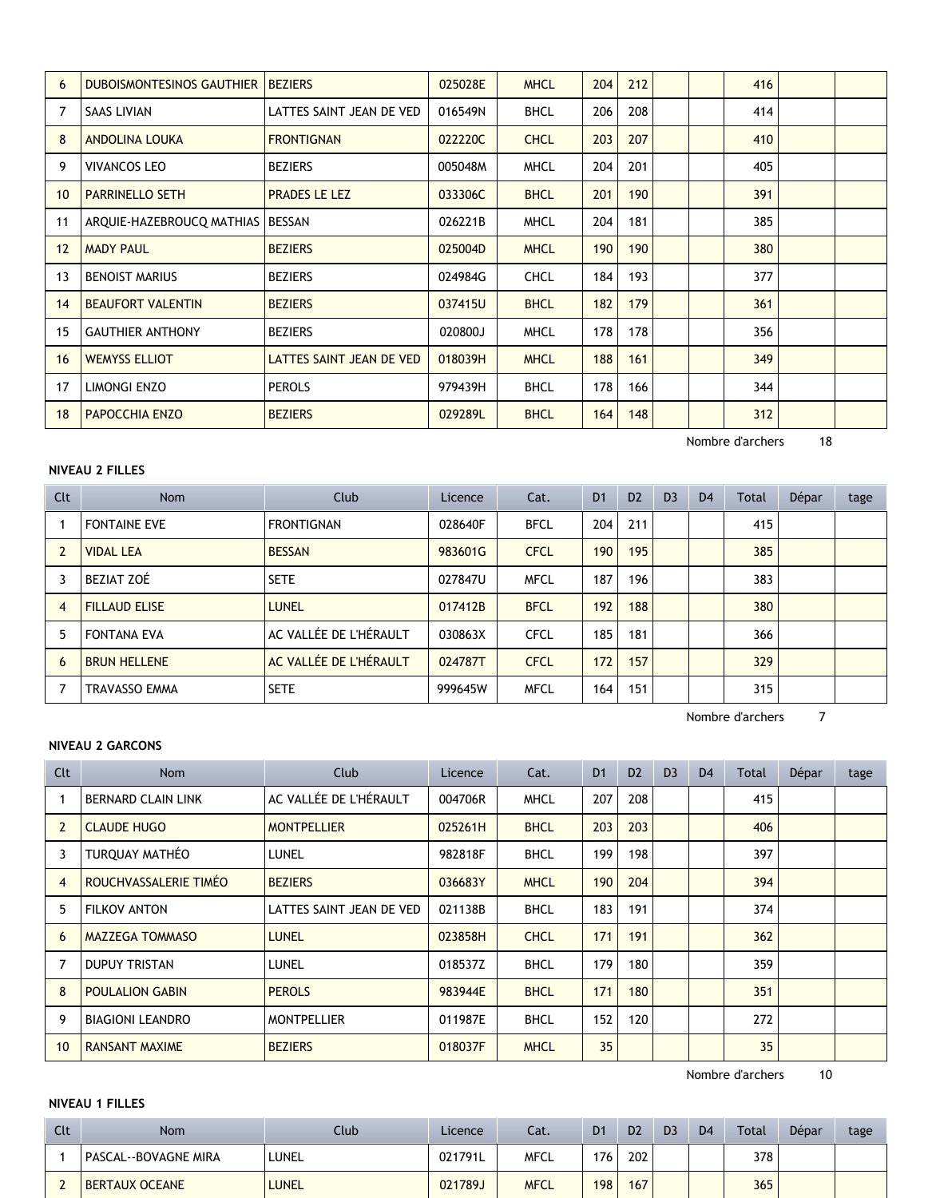| Clt | Nom | Club | Licence | Cat. | D1 | D2 | D3 | D4 | Total | Dépar | tage |
|---|---|---|---|---|---|---|---|---|---|---|---|
| 6 | DUBOISMONTESINOS GAUTHIER | BEZIERS | 025028E | MHCL | 204 | 212 | | | 416 | | |
| 7 | SAAS LIVIAN | LATTES SAINT JEAN DE VED | 016549N | BHCL | 206 | 208 | | | 414 | | |
| 8 | ANDOLINA LOUKA | FRONTIGNAN | 022220C | CHCL | 203 | 207 | | | 410 | | |
| 9 | VIVANCOS LEO | BEZIERS | 005048M | MHCL | 204 | 201 | | | 405 | | |
| 10 | PARRINELLO SETH | PRADES LE LEZ | 033306C | BHCL | 201 | 190 | | | 391 | | |
| 11 | ARQUIE-HAZEBROUCQ MATHIAS | BESSAN | 026221B | MHCL | 204 | 181 | | | 385 | | |
| 12 | MADY PAUL | BEZIERS | 025004D | MHCL | 190 | 190 | | | 380 | | |
| 13 | BENOIST MARIUS | BEZIERS | 024984G | CHCL | 184 | 193 | | | 377 | | |
| 14 | BEAUFORT VALENTIN | BEZIERS | 037415U | BHCL | 182 | 179 | | | 361 | | |
| 15 | GAUTHIER ANTHONY | BEZIERS | 020800J | MHCL | 178 | 178 | | | 356 | | |
| 16 | WEMYSS ELLIOT | LATTES SAINT JEAN DE VED | 018039H | MHCL | 188 | 161 | | | 349 | | |
| 17 | LIMONGI ENZO | PEROLS | 979439H | BHCL | 178 | 166 | | | 344 | | |
| 18 | PAPOCCHIA ENZO | BEZIERS | 029289L | BHCL | 164 | 148 | | | 312 | | |

Nombre d'archers 18

**NIVEAU 2 FILLES**

| Clt | Nom | Club | Licence | Cat. | D1 | D2 | D3 | D4 | Total | Dépar | tage |
|---|---|---|---|---|---|---|---|---|---|---|---|
| 1 | FONTAINE EVE | FRONTIGNAN | 028640F | BFCL | 204 | 211 | | | 415 | | |
| 2 | VIDAL LEA | BESSAN | 983601G | CFCL | 190 | 195 | | | 385 | | |
| 3 | BEZIAT ZOÉ | SETE | 027847U | MFCL | 187 | 196 | | | 383 | | |
| 4 | FILLAUD ELISE | LUNEL | 017412B | BFCL | 192 | 188 | | | 380 | | |
| 5 | FONTANA EVA | AC VALLÉE DE L'HÉRAULT | 030863X | CFCL | 185 | 181 | | | 366 | | |
| 6 | BRUN HELLENE | AC VALLÉE DE L'HÉRAULT | 024787T | CFCL | 172 | 157 | | | 329 | | |
| 7 | TRAVASSO EMMA | SETE | 999645W | MFCL | 164 | 151 | | | 315 | | |

Nombre d'archers 7

**NIVEAU 2 GARCONS**

| Clt | Nom | Club | Licence | Cat. | D1 | D2 | D3 | D4 | Total | Dépar | tage |
|---|---|---|---|---|---|---|---|---|---|---|---|
| 1 | BERNARD CLAIN LINK | AC VALLÉE DE L'HÉRAULT | 004706R | MHCL | 207 | 208 | | | 415 | | |
| 2 | CLAUDE HUGO | MONTPELLIER | 025261H | BHCL | 203 | 203 | | | 406 | | |
| 3 | TURQUAY MATHÉO | LUNEL | 982818F | BHCL | 199 | 198 | | | 397 | | |
| 4 | ROUCHVASSALERIE TIMÉO | BEZIERS | 036683Y | MHCL | 190 | 204 | | | 394 | | |
| 5 | FILKOV ANTON | LATTES SAINT JEAN DE VED | 021138B | BHCL | 183 | 191 | | | 374 | | |
| 6 | MAZZEGA TOMMASO | LUNEL | 023858H | CHCL | 171 | 191 | | | 362 | | |
| 7 | DUPUY TRISTAN | LUNEL | 018537Z | BHCL | 179 | 180 | | | 359 | | |
| 8 | POULALION GABIN | PEROLS | 983944E | BHCL | 171 | 180 | | | 351 | | |
| 9 | BIAGIONI LEANDRO | MONTPELLIER | 011987E | BHCL | 152 | 120 | | | 272 | | |
| 10 | RANSANT MAXIME | BEZIERS | 018037F | MHCL | 35 | | | | 35 | | |

Nombre d'archers 10

**NIVEAU 1 FILLES**

| Clt | Nom | Club | Licence | Cat. | D1 | D2 | D3 | D4 | Total | Dépar | tage |
|---|---|---|---|---|---|---|---|---|---|---|---|
| 1 | PASCAL--BOVAGNE MIRA | LUNEL | 021791L | MFCL | 176 | 202 | | | 378 | | |
| 2 | BERTAUX OCEANE | LUNEL | 021789J | MFCL | 198 | 167 | | | 365 | | |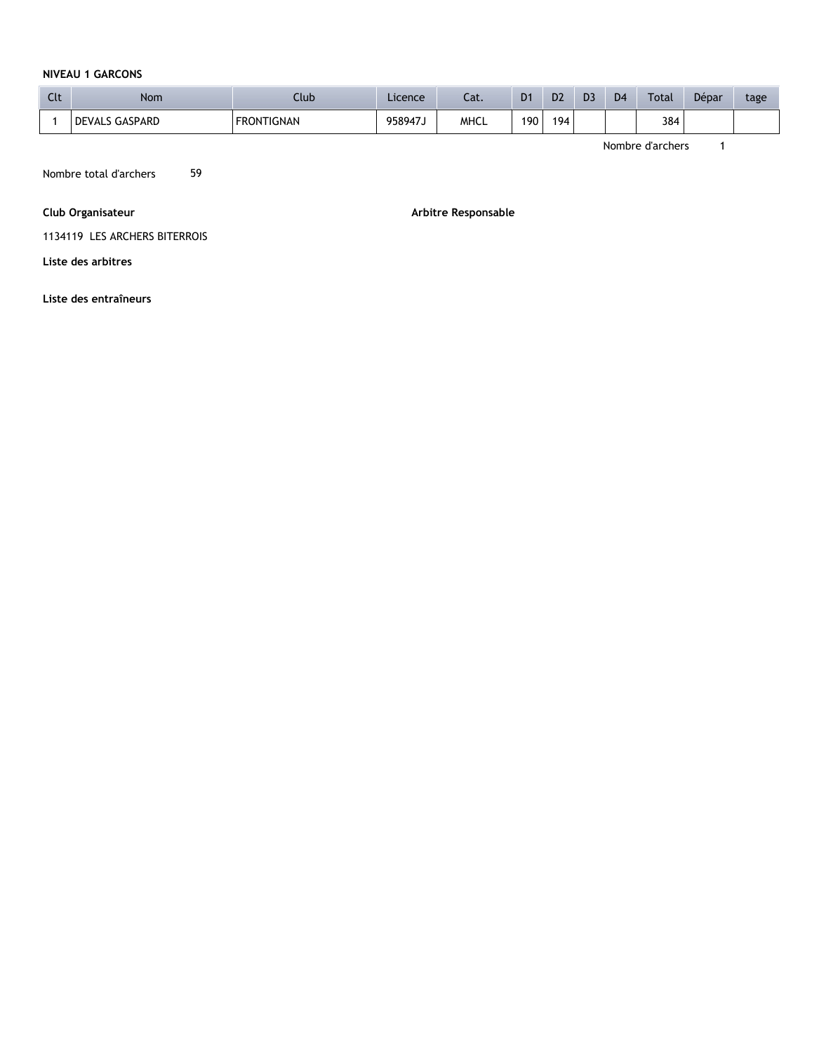**NIVEAU 1 GARCONS**

| Clt | Nom | Club | Licence | Cat. | D1 | D2 | D3 | D4 | Total | Dépar | tage |
|---|---|---|---|---|---|---|---|---|---|---|---|
| 1 | DEVALS GASPARD | FRONTIGNAN | 958947J | MHCL | 190 | 194 | | | 384 | | |

Nombre d'archers 1

Nombre total d'archers 59

**Club Organisateur**

**Arbitre Responsable**

1134119 LES ARCHERS BITERROIS

**Liste des arbitres**

**Liste des entraîneurs**